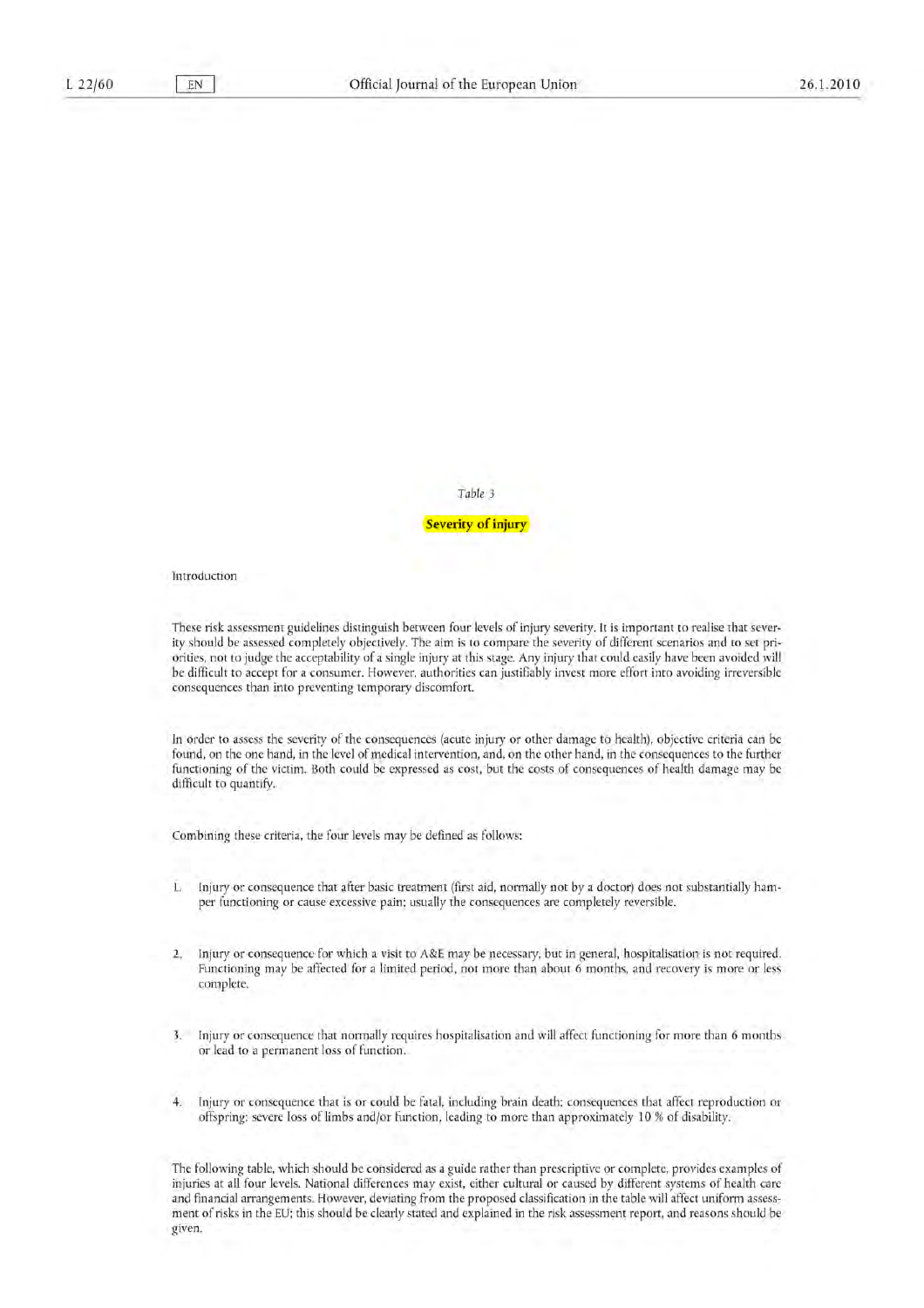*Table 3*

## Severity of injury

Introduction

These risk assessment guidelines distinguish between four levels of injury severity. It is important to realise that severity should be assessed completely objectively. The aim is to compare the severity of different scenarios and to set priorities, not to judge the acceptability of a single injury at this stage. Any injury that could easily have been avoided will be difficult to accept for a consumer. However, authorities can justifiably invest more effort into avoiding irreversible consequences than into preventing temporary discomfort.

In order to assess the severity of the consequences (acute injury or other damage to health), objective criteria can be found, on the one hand, in the level of medical intervention, and, on the other hand, in the consequences to the further functioning of the victim. Both could be expressed as cost, but the costs of consequences of health damage may be difficult to quantify.

Combining these criteria, the four levels may be defined as follows:

1. Injury or consequence that after basic treatment (first aid, normally not by a doctor) does not substantially hamper functioning or cause excessive pain; usually the consequences are completely reversible.

2. Injury or consequence for which a visit to A&E may be necessary, but in general, hospitalisation is not required. Functioning may be affected for a limited period, not more than about 6 months, and recovery is more or less complete.

3. Injury or consequence that normally requires hospitalisation and will affect functioning for more than 6 months or lead to a permanent loss of function.

4. Injury or consequence that is or could be fatal, including brain death; consequences that affect reproduction or offspring; severe loss of limbs and/or function, leading to more than approximately 10 % of disability.

The following table, which should be considered as a guide rather than prescriptive or complete, provides examples of injuries at all four levels. National differences may exist, either cultural or caused by different systems of health care and financial arrangements. However, deviating from the proposed classification in the table will affect uniform assessment of risks in the EU; this should be clearly stated and explained in the risk assessment report, and reasons should be given.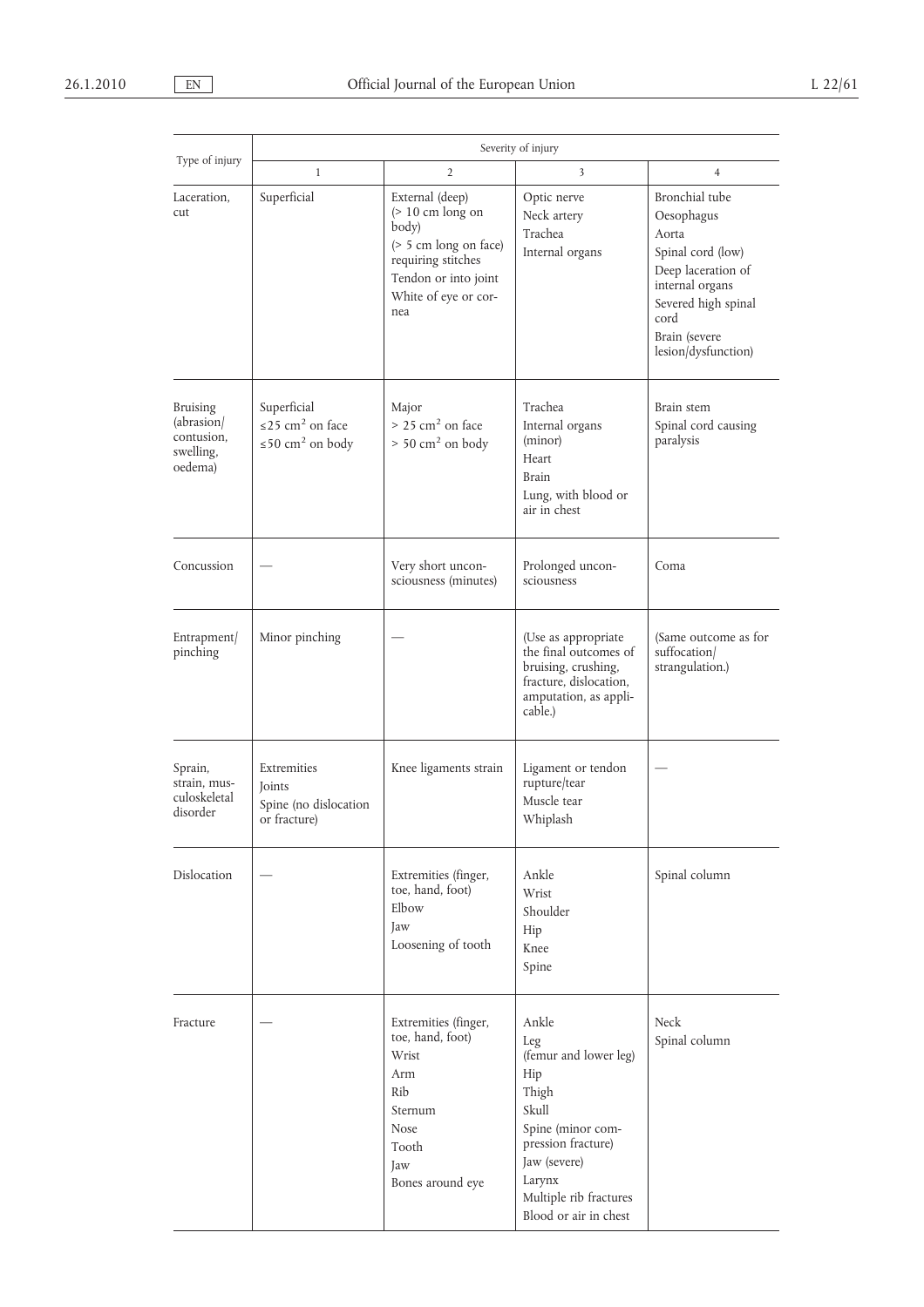| Type of injury | Severity of injury | | | |
|---|---|---|---|---|
| | 1 | 2 | 3 | 4 |
| Laceration, cut | Superficial | External (deep) (> 10 cm long on body) (> 5 cm long on face) requiring stitches<br>Tendon or into joint<br>White of eye or cornea | Optic nerve<br>Neck artery<br>Trachea<br>Internal organs | Bronchial tube<br>Oesophagus<br>Aorta<br>Spinal cord (low)<br>Deep laceration of internal organs<br>Severed high spinal cord<br>Brain (severe lesion/dysfunction) |
| Bruising (abrasion/contusion, swelling, oedema) | Superficial<br>≤25 $cm^2$ on face<br>≤50 $cm^2$ on body | Major<br>> 25 $cm^2$ on face<br>> 50 $cm^2$ on body | Trachea<br>Internal organs (minor)<br>Heart<br>Brain<br>Lung, with blood or air in chest | Brain stem<br>Spinal cord causing paralysis |
| Concussion | — | Very short unconsciousness (minutes) | Prolonged unconsciousness | Coma |
| Entrapment/pinching | Minor pinching | — | (Use as appropriate the final outcomes of bruising, crushing, fracture, dislocation, amputation, as applicable.) | (Same outcome as for suffocation/strangulation.) |
| Sprain, strain, musculoskeletal disorder | Extremities<br>Joints<br>Spine (no dislocation or fracture) | Knee ligaments strain | Ligament or tendon rupture/tear<br>Muscle tear<br>Whiplash | — |
| Dislocation | — | Extremities (finger, toe, hand, foot)<br>Elbow<br>Jaw<br>Loosening of tooth | Ankle<br>Wrist<br>Shoulder<br>Hip<br>Knee<br>Spine | Spinal column |
| Fracture | — | Extremities (finger, toe, hand, foot)<br>Wrist<br>Arm<br>Rib<br>Sternum<br>Nose<br>Tooth<br>Jaw<br>Bones around eye | Ankle<br>Leg (femur and lower leg)<br>Hip<br>Thigh<br>Skull<br>Spine (minor compression fracture)<br>Jaw (severe)<br>Larynx<br>Multiple rib fractures<br>Blood or air in chest | Neck<br>Spinal column |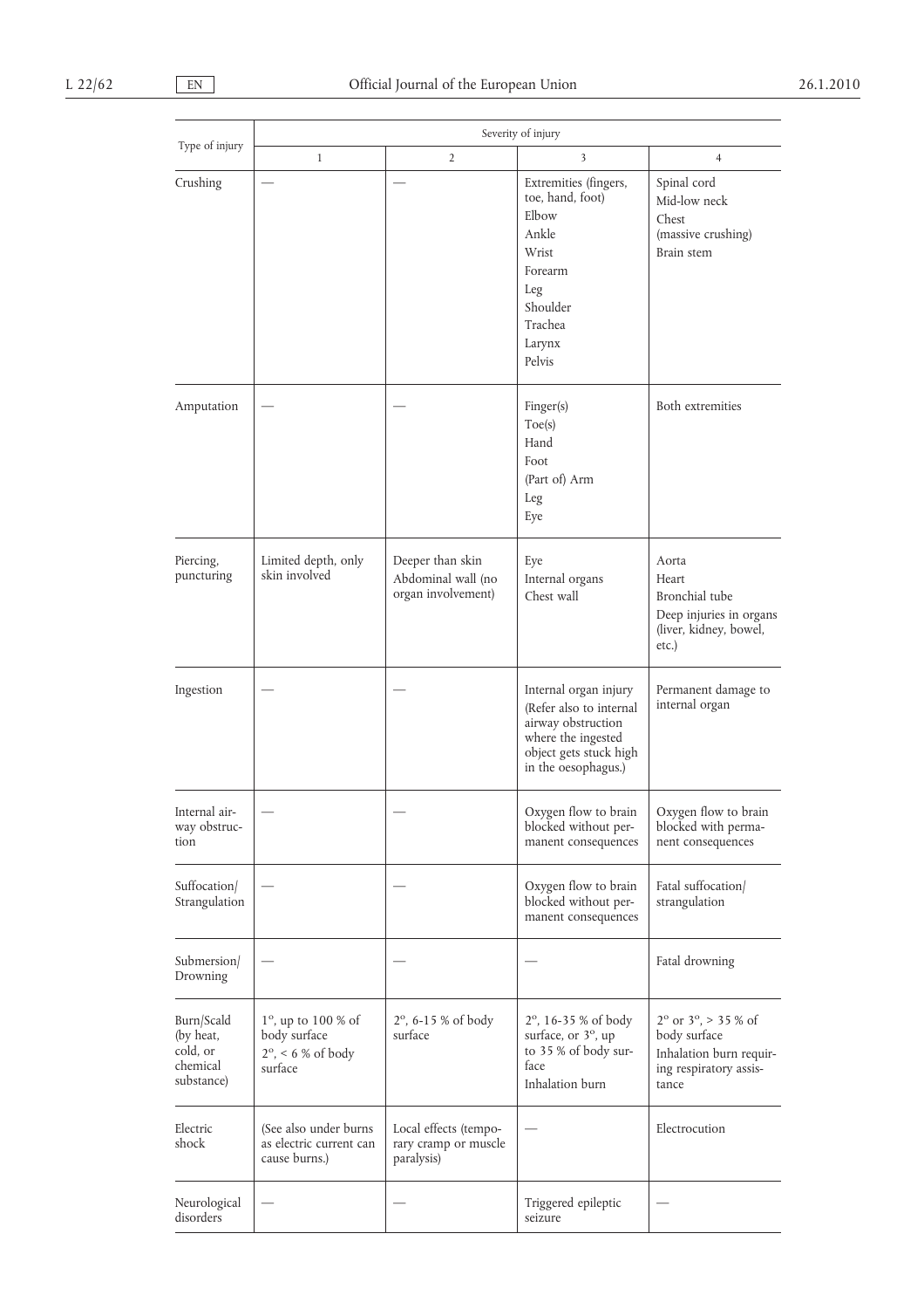| Type of injury | Severity of injury | | | |
|---|---|---|---|---|
| | 1 | 2 | 3 | 4 |
| Crushing | — | — | Extremities (fingers, toe, hand, foot)<br>Elbow<br>Ankle<br>Wrist<br>Forearm<br>Leg<br>Shoulder<br>Trachea<br>Larynx<br>Pelvis | Spinal cord<br>Mid-low neck<br>Chest<br>(massive crushing)<br>Brain stem |
| Amputation | — | — | Finger(s)<br>Toe(s)<br>Hand<br>Foot<br>(Part of) Arm<br>Leg<br>Eye | Both extremities |
| Piercing, puncturing | Limited depth, only skin involved | Deeper than skin<br>Abdominal wall (no organ involvement) | Eye<br>Internal organs<br>Chest wall | Aorta<br>Heart<br>Bronchial tube<br>Deep injuries in organs (liver, kidney, bowel, etc.) |
| Ingestion | — | — | Internal organ injury<br>(Refer also to internal airway obstruction where the ingested object gets stuck high in the oesophagus.) | Permanent damage to internal organ |
| Internal airway obstruction | — | — | Oxygen flow to brain blocked without permanent consequences | Oxygen flow to brain blocked with permanent consequences |
| Suffocation/Strangulation | — | — | Oxygen flow to brain blocked without permanent consequences | Fatal suffocation/strangulation |
| Submersion/Drowning | — | — | — | Fatal drowning |
| Burn/Scald (by heat, cold, or chemical substance) | 1°, up to 100 % of body surface<br>2°, < 6 % of body surface | 2°, 6-15 % of body surface | 2°, 16-35 % of body surface, or 3°, up to 35 % of body surface<br>Inhalation burn | 2° or 3°, > 35 % of body surface<br>Inhalation burn requiring respiratory assistance |
| Electric shock | (See also under burns as electric current can cause burns.) | Local effects (temporary cramp or muscle paralysis) | — | Electrocution |
| Neurological disorders | — | — | Triggered epileptic seizure | — |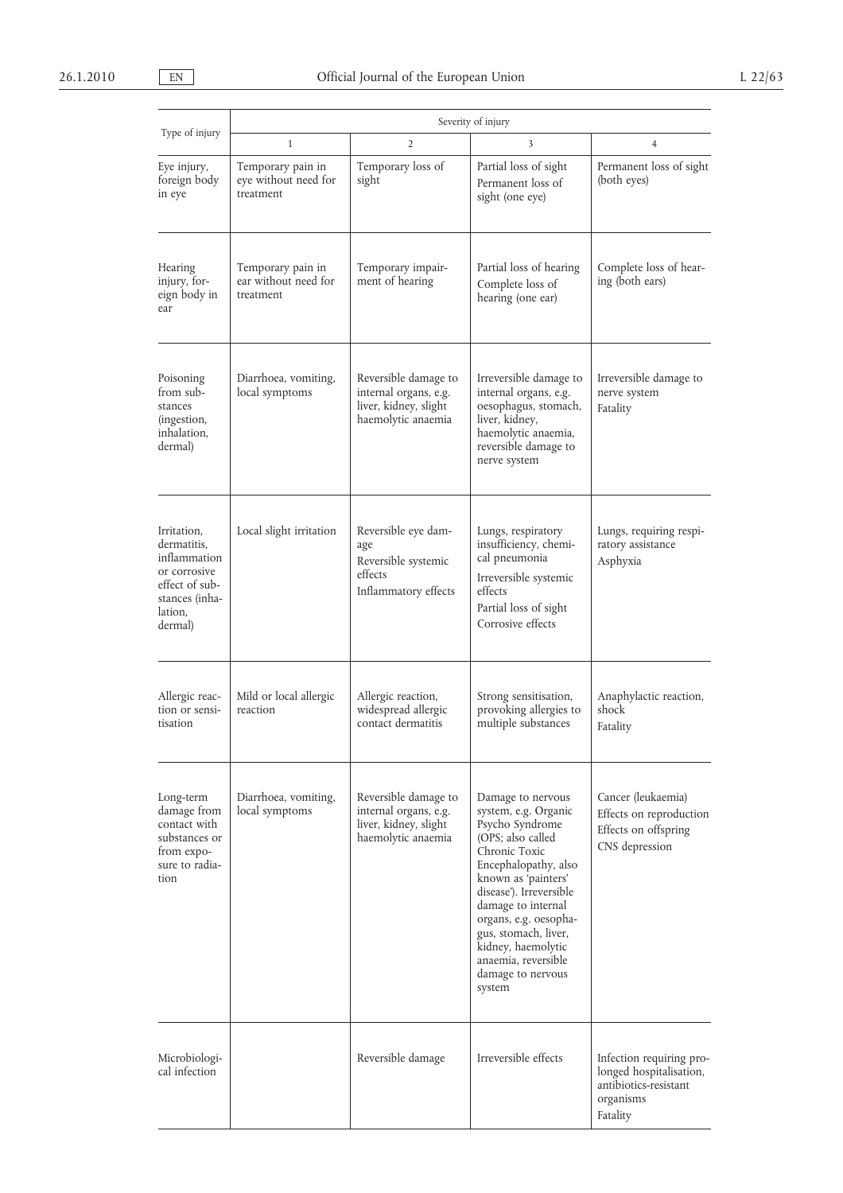| Type of injury | Severity of injury | | | |
|---|---|---|---|---|
| | 1 | 2 | 3 | 4 |
| Eye injury, foreign body in eye | Temporary pain in eye without need for treatment | Temporary loss of sight | Partial loss of sight<br>Permanent loss of sight (one eye) | Permanent loss of sight (both eyes) |
| Hearing injury, foreign body in ear | Temporary pain in ear without need for treatment | Temporary impairment of hearing | Partial loss of hearing<br>Complete loss of hearing (one ear) | Complete loss of hearing (both ears) |
| Poisoning from substances (ingestion, inhalation, dermal) | Diarrhoea, vomiting, local symptoms | Reversible damage to internal organs, e.g. liver, kidney, slight haemolytic anaemia | Irreversible damage to internal organs, e.g. oesophagus, stomach, liver, kidney, haemolytic anaemia, reversible damage to nerve system | Irreversible damage to nerve system<br>Fatality |
| Irritation, dermatitis, inflammation or corrosive effect of substances (inhalation, dermal) | Local slight irritation | Reversible eye damage<br>Reversible systemic effects<br>Inflammatory effects | Lungs, respiratory insufficiency, chemical pneumonia<br>Irreversible systemic effects<br>Partial loss of sight<br>Corrosive effects | Lungs, requiring respiratory assistance<br>Asphyxia |
| Allergic reaction or sensitisation | Mild or local allergic reaction | Allergic reaction, widespread allergic contact dermatitis | Strong sensitisation, provoking allergies to multiple substances | Anaphylactic reaction, shock<br>Fatality |
| Long-term damage from contact with substances or from exposure to radiation | Diarrhoea, vomiting, local symptoms | Reversible damage to internal organs, e.g. liver, kidney, slight haemolytic anaemia | Damage to nervous system, e.g. Organic Psycho Syndrome (OPS; also called Chronic Toxic Encephalopathy, also known as 'painters' disease'). Irreversible damage to internal organs, e.g. oesophagus, stomach, liver, kidney, haemolytic anaemia, reversible damage to nervous system | Cancer (leukaemia)<br>Effects on reproduction<br>Effects on offspring<br>CNS depression |
| Microbiological infection | | Reversible damage | Irreversible effects | Infection requiring prolonged hospitalisation, antibiotics-resistant organisms<br>Fatality |